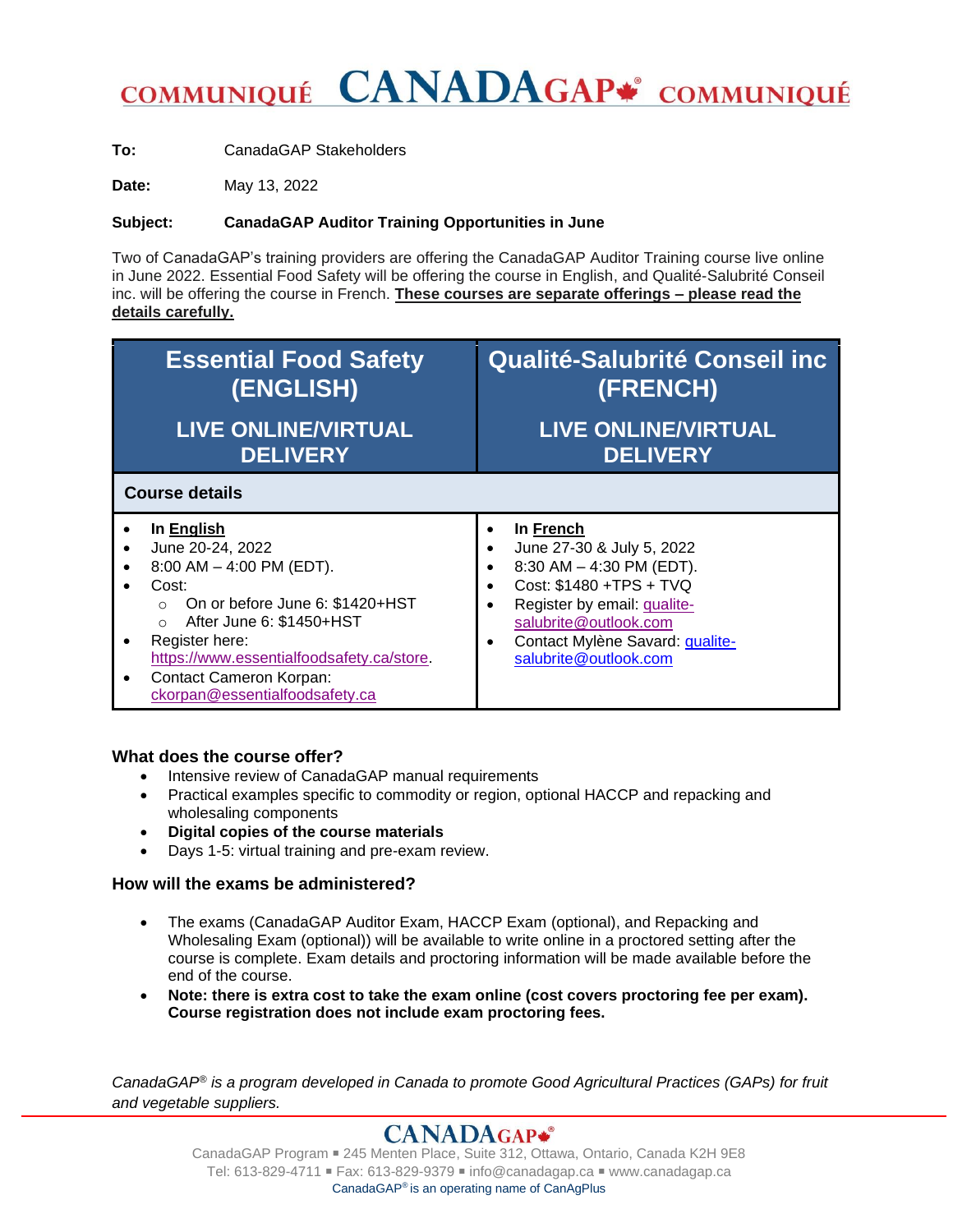# COMMUNIQUÉ CANADAGAP® COMMUNIQUÉ

**To:** CanadaGAP Stakeholders

**Date:** May 13, 2022

**Subject:** **CanadaGAP Auditor Training Opportunities in June**

Two of CanadaGAP's training providers are offering the CanadaGAP Auditor Training course live online in June 2022. Essential Food Safety will be offering the course in English, and Qualité-Salubrité Conseil inc. will be offering the course in French. **These courses are separate offerings – please read the details carefully.**

| Essential Food Safety (ENGLISH) LIVE ONLINE/VIRTUAL DELIVERY | Qualité-Salubrité Conseil inc (FRENCH) LIVE ONLINE/VIRTUAL DELIVERY |
|---|---|
| **Course details** | |
| • **In English**<br>• June 20-24, 2022<br>• 8:00 AM – 4:00 PM (EDT).<br>• Cost:<br>  ○ On or before June 6: $1420+HST<br>  ○ After June 6: $1450+HST<br>• Register here: https://www.essentialfoodsafety.ca/store.<br>• Contact Cameron Korpan: ckorpan@essentialfoodsafety.ca | • **In French**<br>• June 27-30 & July 5, 2022<br>• 8:30 AM – 4:30 PM (EDT).<br>• Cost: $1480 +TPS + TVQ<br>• Register by email: qualite-salubrite@outlook.com<br>• Contact Mylène Savard: qualite-salubrite@outlook.com |

### What does the course offer?

- Intensive review of CanadaGAP manual requirements
- Practical examples specific to commodity or region, optional HACCP and repacking and wholesaling components
- **Digital copies of the course materials**
- Days 1-5: virtual training and pre-exam review.

### How will the exams be administered?

- The exams (CanadaGAP Auditor Exam, HACCP Exam (optional), and Repacking and Wholesaling Exam (optional)) will be available to write online in a proctored setting after the course is complete. Exam details and proctoring information will be made available before the end of the course.
- **Note: there is extra cost to take the exam online (cost covers proctoring fee per exam). Course registration does not include exam proctoring fees.**

*CanadaGAP® is a program developed in Canada to promote Good Agricultural Practices (GAPs) for fruit and vegetable suppliers.*

CANADAGAP®

CanadaGAP Program ▪ 245 Menten Place, Suite 312, Ottawa, Ontario, Canada K2H 9E8
Tel: 613-829-4711 ▪ Fax: 613-829-9379 ▪ info@canadagap.ca ▪ www.canadagap.ca
CanadaGAP® is an operating name of CanAgPlus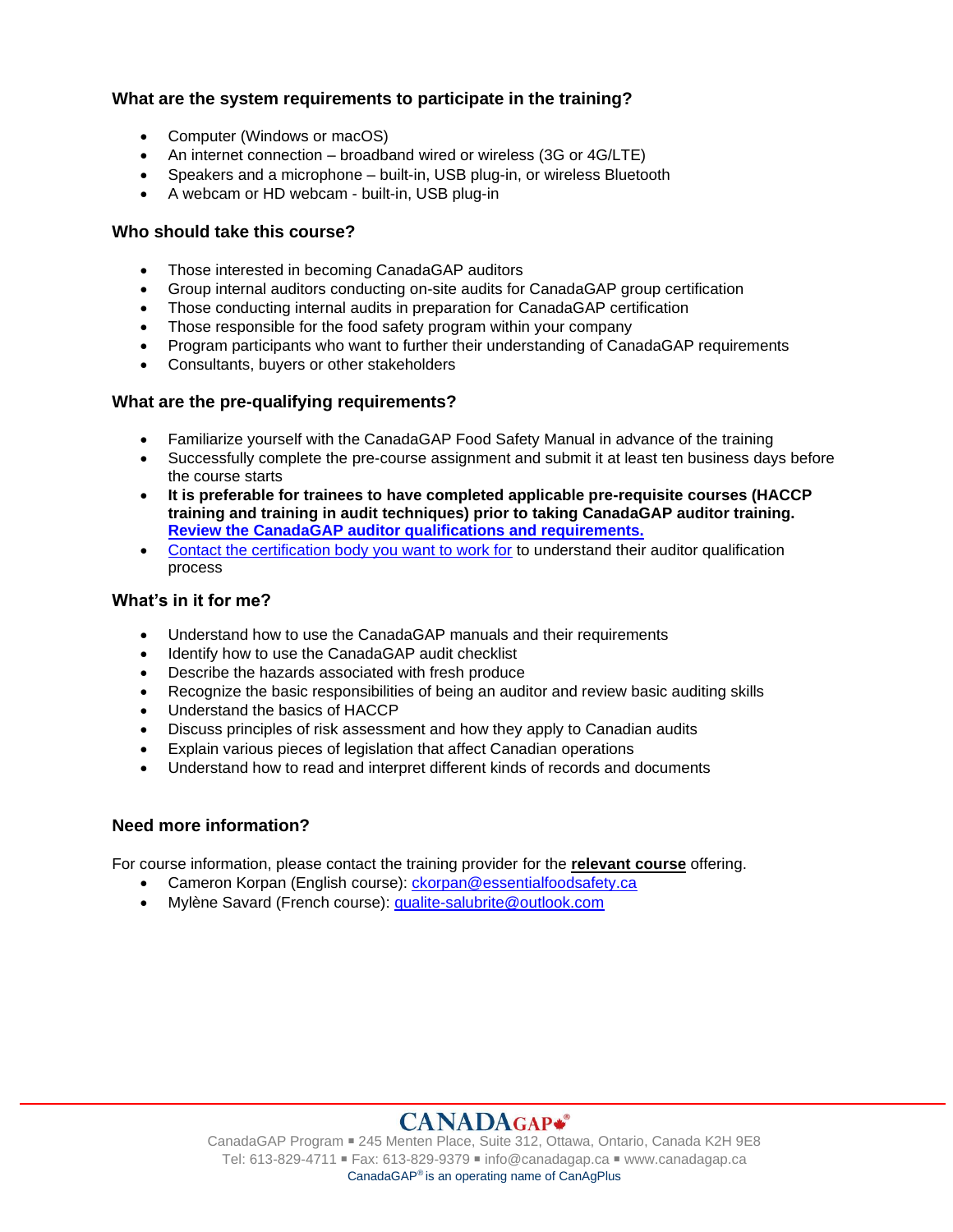### What are the system requirements to participate in the training?

- Computer (Windows or macOS)
- An internet connection – broadband wired or wireless (3G or 4G/LTE)
- Speakers and a microphone – built-in, USB plug-in, or wireless Bluetooth
- A webcam or HD webcam - built-in, USB plug-in

### Who should take this course?

- Those interested in becoming CanadaGAP auditors
- Group internal auditors conducting on-site audits for CanadaGAP group certification
- Those conducting internal audits in preparation for CanadaGAP certification
- Those responsible for the food safety program within your company
- Program participants who want to further their understanding of CanadaGAP requirements
- Consultants, buyers or other stakeholders

### What are the pre-qualifying requirements?

- Familiarize yourself with the CanadaGAP Food Safety Manual in advance of the training
- Successfully complete the pre-course assignment and submit it at least ten business days before the course starts
- **It is preferable for trainees to have completed applicable pre-requisite courses (HACCP training and training in audit techniques) prior to taking CanadaGAP auditor training. Review the CanadaGAP auditor qualifications and requirements.**
- Contact the certification body you want to work for to understand their auditor qualification process

### What's in it for me?

- Understand how to use the CanadaGAP manuals and their requirements
- Identify how to use the CanadaGAP audit checklist
- Describe the hazards associated with fresh produce
- Recognize the basic responsibilities of being an auditor and review basic auditing skills
- Understand the basics of HACCP
- Discuss principles of risk assessment and how they apply to Canadian audits
- Explain various pieces of legislation that affect Canadian operations
- Understand how to read and interpret different kinds of records and documents

### Need more information?

For course information, please contact the training provider for the **relevant course** offering.

- Cameron Korpan (English course): ckorpan@essentialfoodsafety.ca
- Mylène Savard (French course): qualite-salubrite@outlook.com

CANADAGAP®

CanadaGAP Program ▪ 245 Menten Place, Suite 312, Ottawa, Ontario, Canada K2H 9E8
Tel: 613-829-4711 ▪ Fax: 613-829-9379 ▪ info@canadagap.ca ▪ www.canadagap.ca
CanadaGAP® is an operating name of CanAgPlus